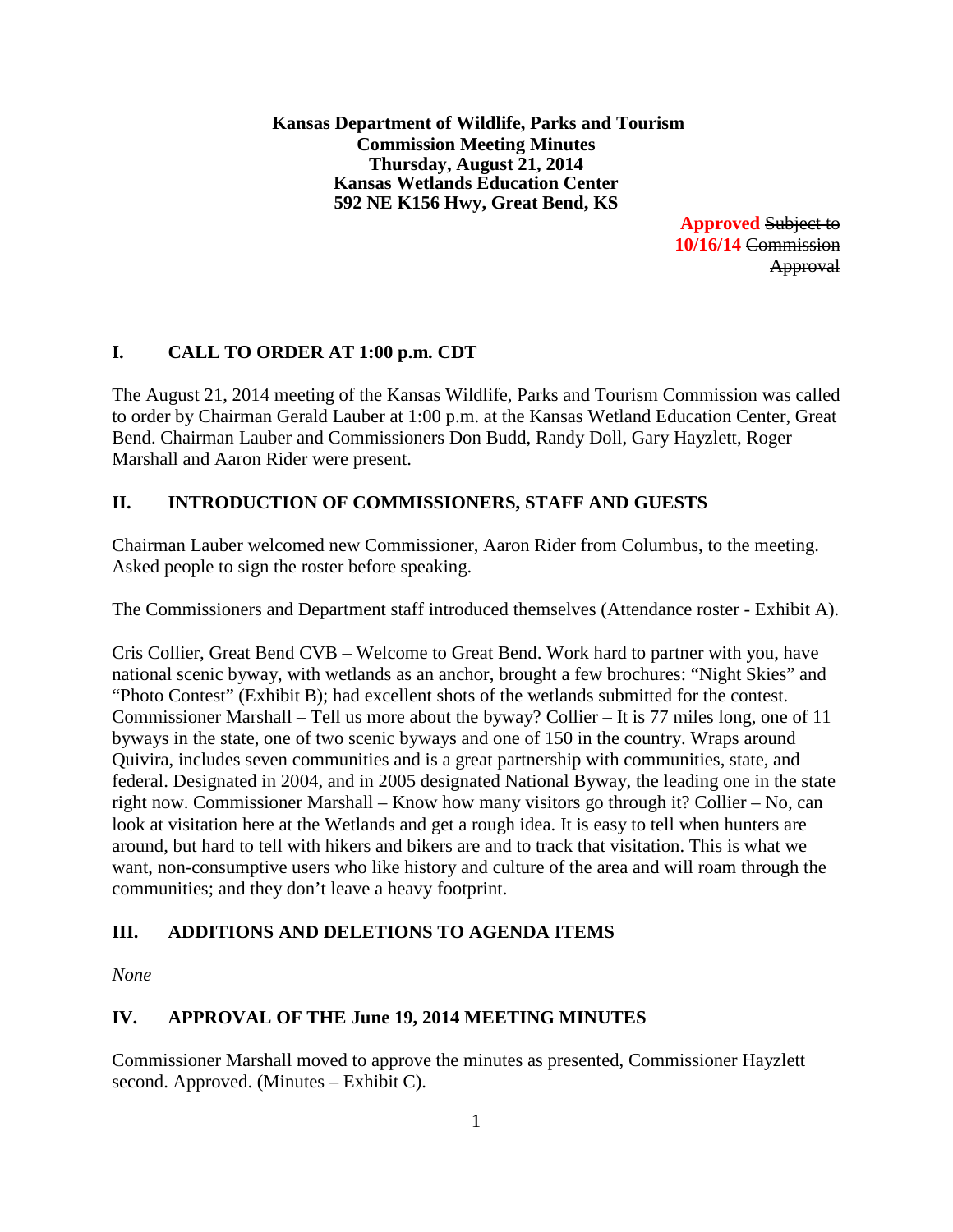**Kansas Department of Wildlife, Parks and Tourism**
**Commission Meeting Minutes**
**Thursday, August 21, 2014**
**Kansas Wetlands Education Center**
**592 NE K156 Hwy, Great Bend, KS**

**Approved** ~~Subject to~~ **10/16/14** ~~Commission Approval~~

## I. CALL TO ORDER AT 1:00 p.m. CDT

The August 21, 2014 meeting of the Kansas Wildlife, Parks and Tourism Commission was called to order by Chairman Gerald Lauber at 1:00 p.m. at the Kansas Wetland Education Center, Great Bend. Chairman Lauber and Commissioners Don Budd, Randy Doll, Gary Hayzlett, Roger Marshall and Aaron Rider were present.

## II. INTRODUCTION OF COMMISSIONERS, STAFF AND GUESTS

Chairman Lauber welcomed new Commissioner, Aaron Rider from Columbus, to the meeting. Asked people to sign the roster before speaking.

The Commissioners and Department staff introduced themselves (Attendance roster - Exhibit A).

Cris Collier, Great Bend CVB – Welcome to Great Bend. Work hard to partner with you, have national scenic byway, with wetlands as an anchor, brought a few brochures: "Night Skies" and "Photo Contest" (Exhibit B); had excellent shots of the wetlands submitted for the contest. Commissioner Marshall – Tell us more about the byway? Collier – It is 77 miles long, one of 11 byways in the state, one of two scenic byways and one of 150 in the country. Wraps around Quivira, includes seven communities and is a great partnership with communities, state, and federal. Designated in 2004, and in 2005 designated National Byway, the leading one in the state right now. Commissioner Marshall – Know how many visitors go through it? Collier – No, can look at visitation here at the Wetlands and get a rough idea. It is easy to tell when hunters are around, but hard to tell with hikers and bikers are and to track that visitation. This is what we want, non-consumptive users who like history and culture of the area and will roam through the communities; and they don't leave a heavy footprint.

## III. ADDITIONS AND DELETIONS TO AGENDA ITEMS

*None*

## IV. APPROVAL OF THE June 19, 2014 MEETING MINUTES

Commissioner Marshall moved to approve the minutes as presented, Commissioner Hayzlett second. Approved. (Minutes – Exhibit C).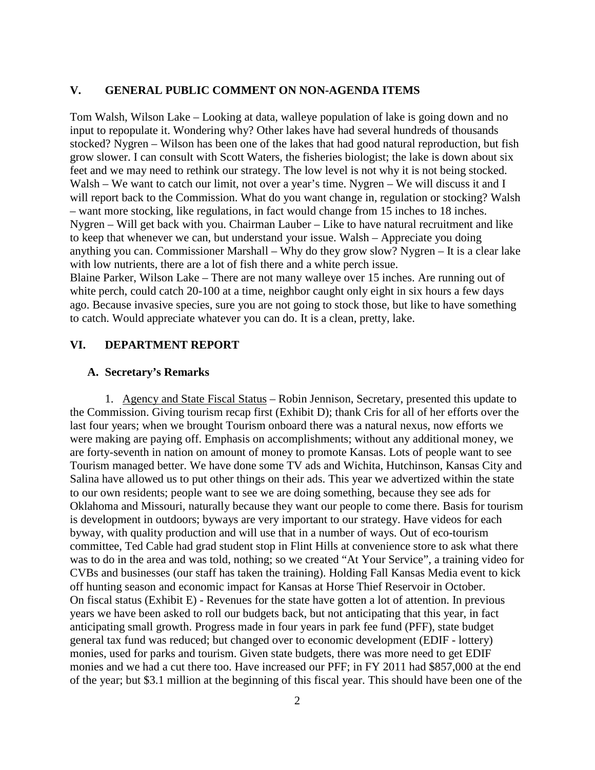## V. GENERAL PUBLIC COMMENT ON NON-AGENDA ITEMS

Tom Walsh, Wilson Lake – Looking at data, walleye population of lake is going down and no input to repopulate it. Wondering why? Other lakes have had several hundreds of thousands stocked? Nygren – Wilson has been one of the lakes that had good natural reproduction, but fish grow slower. I can consult with Scott Waters, the fisheries biologist; the lake is down about six feet and we may need to rethink our strategy. The low level is not why it is not being stocked. Walsh – We want to catch our limit, not over a year's time. Nygren – We will discuss it and I will report back to the Commission. What do you want change in, regulation or stocking? Walsh – want more stocking, like regulations, in fact would change from 15 inches to 18 inches. Nygren – Will get back with you. Chairman Lauber – Like to have natural recruitment and like to keep that whenever we can, but understand your issue. Walsh – Appreciate you doing anything you can. Commissioner Marshall – Why do they grow slow? Nygren – It is a clear lake with low nutrients, there are a lot of fish there and a white perch issue.
Blaine Parker, Wilson Lake – There are not many walleye over 15 inches. Are running out of white perch, could catch 20-100 at a time, neighbor caught only eight in six hours a few days ago. Because invasive species, sure you are not going to stock those, but like to have something to catch. Would appreciate whatever you can do. It is a clean, pretty, lake.

## VI. DEPARTMENT REPORT

### A. Secretary's Remarks

1. Agency and State Fiscal Status – Robin Jennison, Secretary, presented this update to the Commission. Giving tourism recap first (Exhibit D); thank Cris for all of her efforts over the last four years; when we brought Tourism onboard there was a natural nexus, now efforts we were making are paying off. Emphasis on accomplishments; without any additional money, we are forty-seventh in nation on amount of money to promote Kansas. Lots of people want to see Tourism managed better. We have done some TV ads and Wichita, Hutchinson, Kansas City and Salina have allowed us to put other things on their ads. This year we advertized within the state to our own residents; people want to see we are doing something, because they see ads for Oklahoma and Missouri, naturally because they want our people to come there. Basis for tourism is development in outdoors; byways are very important to our strategy. Have videos for each byway, with quality production and will use that in a number of ways. Out of eco-tourism committee, Ted Cable had grad student stop in Flint Hills at convenience store to ask what there was to do in the area and was told, nothing; so we created "At Your Service", a training video for CVBs and businesses (our staff has taken the training). Holding Fall Kansas Media event to kick off hunting season and economic impact for Kansas at Horse Thief Reservoir in October.
On fiscal status (Exhibit E) - Revenues for the state have gotten a lot of attention. In previous years we have been asked to roll our budgets back, but not anticipating that this year, in fact anticipating small growth. Progress made in four years in park fee fund (PFF), state budget general tax fund was reduced; but changed over to economic development (EDIF - lottery) monies, used for parks and tourism. Given state budgets, there was more need to get EDIF monies and we had a cut there too. Have increased our PFF; in FY 2011 had $857,000 at the end of the year; but $3.1 million at the beginning of this fiscal year. This should have been one of the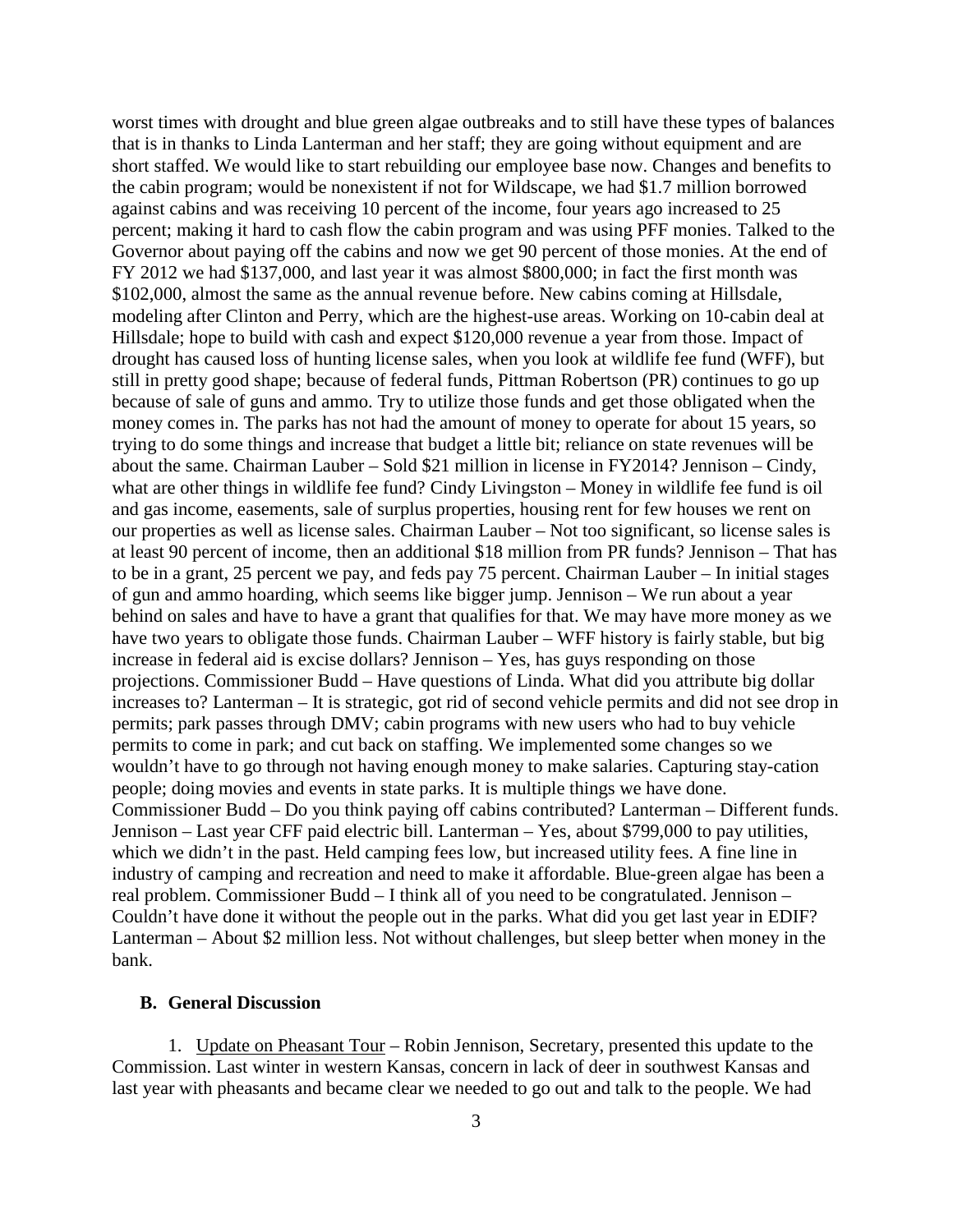worst times with drought and blue green algae outbreaks and to still have these types of balances that is in thanks to Linda Lanterman and her staff; they are going without equipment and are short staffed. We would like to start rebuilding our employee base now. Changes and benefits to the cabin program; would be nonexistent if not for Wildscape, we had $1.7 million borrowed against cabins and was receiving 10 percent of the income, four years ago increased to 25 percent; making it hard to cash flow the cabin program and was using PFF monies. Talked to the Governor about paying off the cabins and now we get 90 percent of those monies. At the end of FY 2012 we had $137,000, and last year it was almost $800,000; in fact the first month was $102,000, almost the same as the annual revenue before. New cabins coming at Hillsdale, modeling after Clinton and Perry, which are the highest-use areas. Working on 10-cabin deal at Hillsdale; hope to build with cash and expect $120,000 revenue a year from those. Impact of drought has caused loss of hunting license sales, when you look at wildlife fee fund (WFF), but still in pretty good shape; because of federal funds, Pittman Robertson (PR) continues to go up because of sale of guns and ammo. Try to utilize those funds and get those obligated when the money comes in. The parks has not had the amount of money to operate for about 15 years, so trying to do some things and increase that budget a little bit; reliance on state revenues will be about the same. Chairman Lauber – Sold $21 million in license in FY2014? Jennison – Cindy, what are other things in wildlife fee fund? Cindy Livingston – Money in wildlife fee fund is oil and gas income, easements, sale of surplus properties, housing rent for few houses we rent on our properties as well as license sales. Chairman Lauber – Not too significant, so license sales is at least 90 percent of income, then an additional $18 million from PR funds? Jennison – That has to be in a grant, 25 percent we pay, and feds pay 75 percent. Chairman Lauber – In initial stages of gun and ammo hoarding, which seems like bigger jump. Jennison – We run about a year behind on sales and have to have a grant that qualifies for that. We may have more money as we have two years to obligate those funds. Chairman Lauber – WFF history is fairly stable, but big increase in federal aid is excise dollars? Jennison – Yes, has guys responding on those projections. Commissioner Budd – Have questions of Linda. What did you attribute big dollar increases to? Lanterman – It is strategic, got rid of second vehicle permits and did not see drop in permits; park passes through DMV; cabin programs with new users who had to buy vehicle permits to come in park; and cut back on staffing. We implemented some changes so we wouldn't have to go through not having enough money to make salaries. Capturing stay-cation people; doing movies and events in state parks. It is multiple things we have done. Commissioner Budd – Do you think paying off cabins contributed? Lanterman – Different funds. Jennison – Last year CFF paid electric bill. Lanterman – Yes, about $799,000 to pay utilities, which we didn't in the past. Held camping fees low, but increased utility fees. A fine line in industry of camping and recreation and need to make it affordable. Blue-green algae has been a real problem. Commissioner Budd – I think all of you need to be congratulated. Jennison – Couldn't have done it without the people out in the parks. What did you get last year in EDIF? Lanterman – About $2 million less. Not without challenges, but sleep better when money in the bank.

### B. General Discussion

1. Update on Pheasant Tour – Robin Jennison, Secretary, presented this update to the Commission. Last winter in western Kansas, concern in lack of deer in southwest Kansas and last year with pheasants and became clear we needed to go out and talk to the people. We had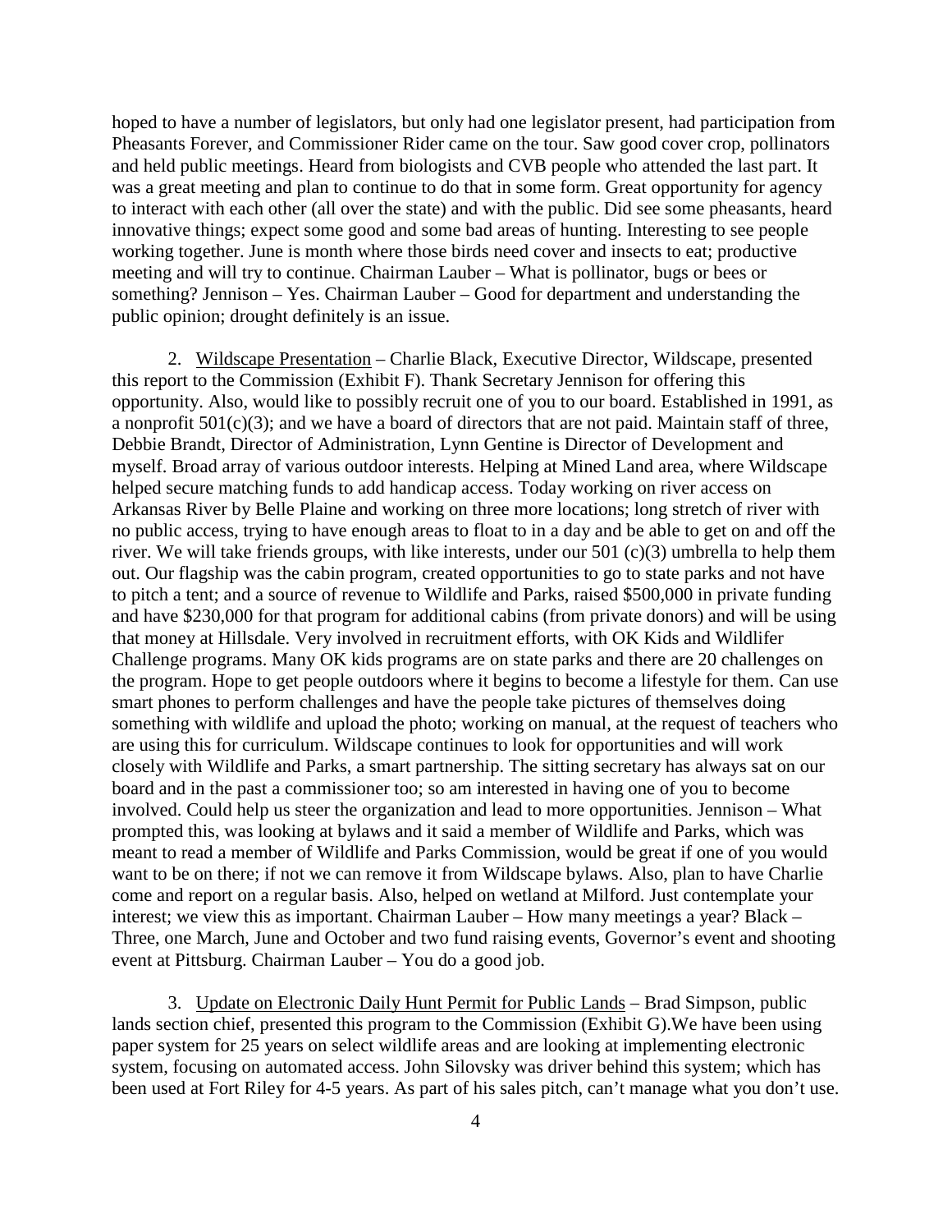hoped to have a number of legislators, but only had one legislator present, had participation from Pheasants Forever, and Commissioner Rider came on the tour. Saw good cover crop, pollinators and held public meetings. Heard from biologists and CVB people who attended the last part. It was a great meeting and plan to continue to do that in some form. Great opportunity for agency to interact with each other (all over the state) and with the public. Did see some pheasants, heard innovative things; expect some good and some bad areas of hunting. Interesting to see people working together. June is month where those birds need cover and insects to eat; productive meeting and will try to continue. Chairman Lauber – What is pollinator, bugs or bees or something? Jennison – Yes. Chairman Lauber – Good for department and understanding the public opinion; drought definitely is an issue.

2. Wildscape Presentation – Charlie Black, Executive Director, Wildscape, presented this report to the Commission (Exhibit F). Thank Secretary Jennison for offering this opportunity. Also, would like to possibly recruit one of you to our board. Established in 1991, as a nonprofit 501(c)(3); and we have a board of directors that are not paid. Maintain staff of three, Debbie Brandt, Director of Administration, Lynn Gentine is Director of Development and myself. Broad array of various outdoor interests. Helping at Mined Land area, where Wildscape helped secure matching funds to add handicap access. Today working on river access on Arkansas River by Belle Plaine and working on three more locations; long stretch of river with no public access, trying to have enough areas to float to in a day and be able to get on and off the river. We will take friends groups, with like interests, under our 501 (c)(3) umbrella to help them out. Our flagship was the cabin program, created opportunities to go to state parks and not have to pitch a tent; and a source of revenue to Wildlife and Parks, raised $500,000 in private funding and have $230,000 for that program for additional cabins (from private donors) and will be using that money at Hillsdale. Very involved in recruitment efforts, with OK Kids and Wildlifer Challenge programs. Many OK kids programs are on state parks and there are 20 challenges on the program. Hope to get people outdoors where it begins to become a lifestyle for them. Can use smart phones to perform challenges and have the people take pictures of themselves doing something with wildlife and upload the photo; working on manual, at the request of teachers who are using this for curriculum. Wildscape continues to look for opportunities and will work closely with Wildlife and Parks, a smart partnership. The sitting secretary has always sat on our board and in the past a commissioner too; so am interested in having one of you to become involved. Could help us steer the organization and lead to more opportunities. Jennison – What prompted this, was looking at bylaws and it said a member of Wildlife and Parks, which was meant to read a member of Wildlife and Parks Commission, would be great if one of you would want to be on there; if not we can remove it from Wildscape bylaws. Also, plan to have Charlie come and report on a regular basis. Also, helped on wetland at Milford. Just contemplate your interest; we view this as important. Chairman Lauber – How many meetings a year? Black – Three, one March, June and October and two fund raising events, Governor's event and shooting event at Pittsburg. Chairman Lauber – You do a good job.

3. Update on Electronic Daily Hunt Permit for Public Lands – Brad Simpson, public lands section chief, presented this program to the Commission (Exhibit G).We have been using paper system for 25 years on select wildlife areas and are looking at implementing electronic system, focusing on automated access. John Silovsky was driver behind this system; which has been used at Fort Riley for 4-5 years. As part of his sales pitch, can't manage what you don't use.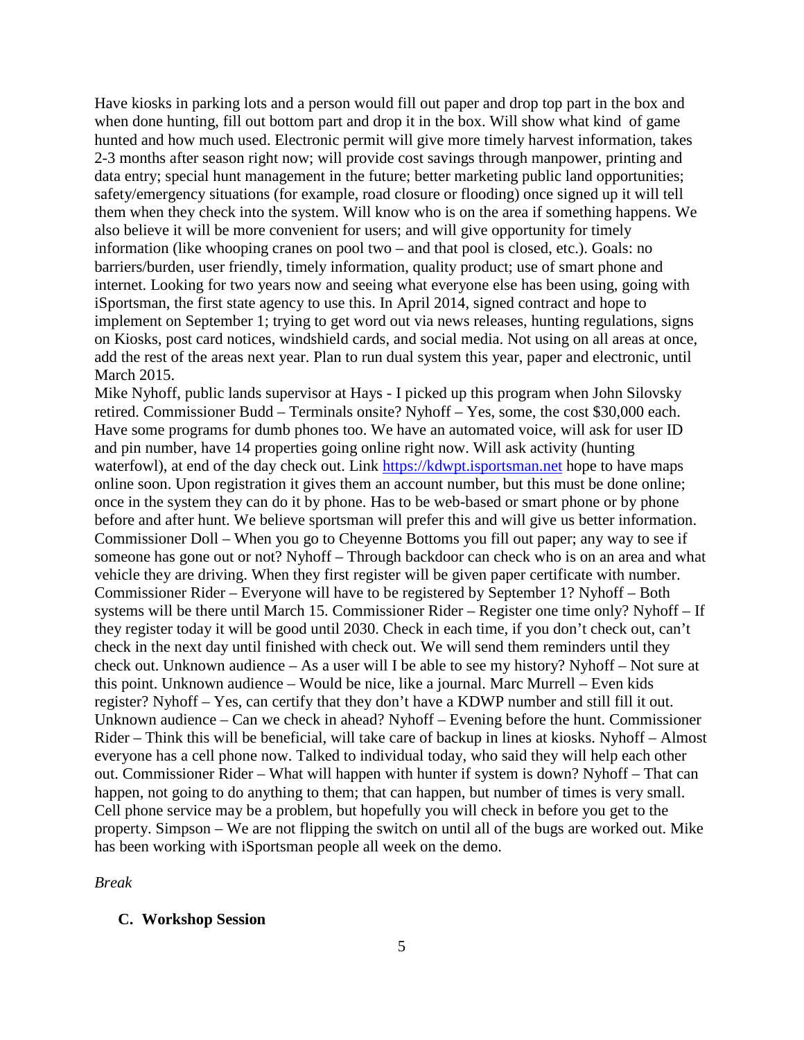Have kiosks in parking lots and a person would fill out paper and drop top part in the box and when done hunting, fill out bottom part and drop it in the box. Will show what kind of game hunted and how much used. Electronic permit will give more timely harvest information, takes 2-3 months after season right now; will provide cost savings through manpower, printing and data entry; special hunt management in the future; better marketing public land opportunities; safety/emergency situations (for example, road closure or flooding) once signed up it will tell them when they check into the system. Will know who is on the area if something happens. We also believe it will be more convenient for users; and will give opportunity for timely information (like whooping cranes on pool two – and that pool is closed, etc.). Goals: no barriers/burden, user friendly, timely information, quality product; use of smart phone and internet. Looking for two years now and seeing what everyone else has been using, going with iSportsman, the first state agency to use this. In April 2014, signed contract and hope to implement on September 1; trying to get word out via news releases, hunting regulations, signs on Kiosks, post card notices, windshield cards, and social media. Not using on all areas at once, add the rest of the areas next year. Plan to run dual system this year, paper and electronic, until March 2015.

Mike Nyhoff, public lands supervisor at Hays - I picked up this program when John Silovsky retired. Commissioner Budd – Terminals onsite? Nyhoff – Yes, some, the cost $30,000 each. Have some programs for dumb phones too. We have an automated voice, will ask for user ID and pin number, have 14 properties going online right now. Will ask activity (hunting waterfowl), at end of the day check out. Link [https://kdwpt.isportsman.net](https://kdwpt.isportsman.net) hope to have maps online soon. Upon registration it gives them an account number, but this must be done online; once in the system they can do it by phone. Has to be web-based or smart phone or by phone before and after hunt. We believe sportsman will prefer this and will give us better information. Commissioner Doll – When you go to Cheyenne Bottoms you fill out paper; any way to see if someone has gone out or not? Nyhoff – Through backdoor can check who is on an area and what vehicle they are driving. When they first register will be given paper certificate with number. Commissioner Rider – Everyone will have to be registered by September 1? Nyhoff – Both systems will be there until March 15. Commissioner Rider – Register one time only? Nyhoff – If they register today it will be good until 2030. Check in each time, if you don't check out, can't check in the next day until finished with check out. We will send them reminders until they check out. Unknown audience – As a user will I be able to see my history? Nyhoff – Not sure at this point. Unknown audience – Would be nice, like a journal. Marc Murrell – Even kids register? Nyhoff – Yes, can certify that they don't have a KDWP number and still fill it out. Unknown audience – Can we check in ahead? Nyhoff – Evening before the hunt. Commissioner Rider – Think this will be beneficial, will take care of backup in lines at kiosks. Nyhoff – Almost everyone has a cell phone now. Talked to individual today, who said they will help each other out. Commissioner Rider – What will happen with hunter if system is down? Nyhoff – That can happen, not going to do anything to them; that can happen, but number of times is very small. Cell phone service may be a problem, but hopefully you will check in before you get to the property. Simpson – We are not flipping the switch on until all of the bugs are worked out. Mike has been working with iSportsman people all week on the demo.

*Break*

## C. Workshop Session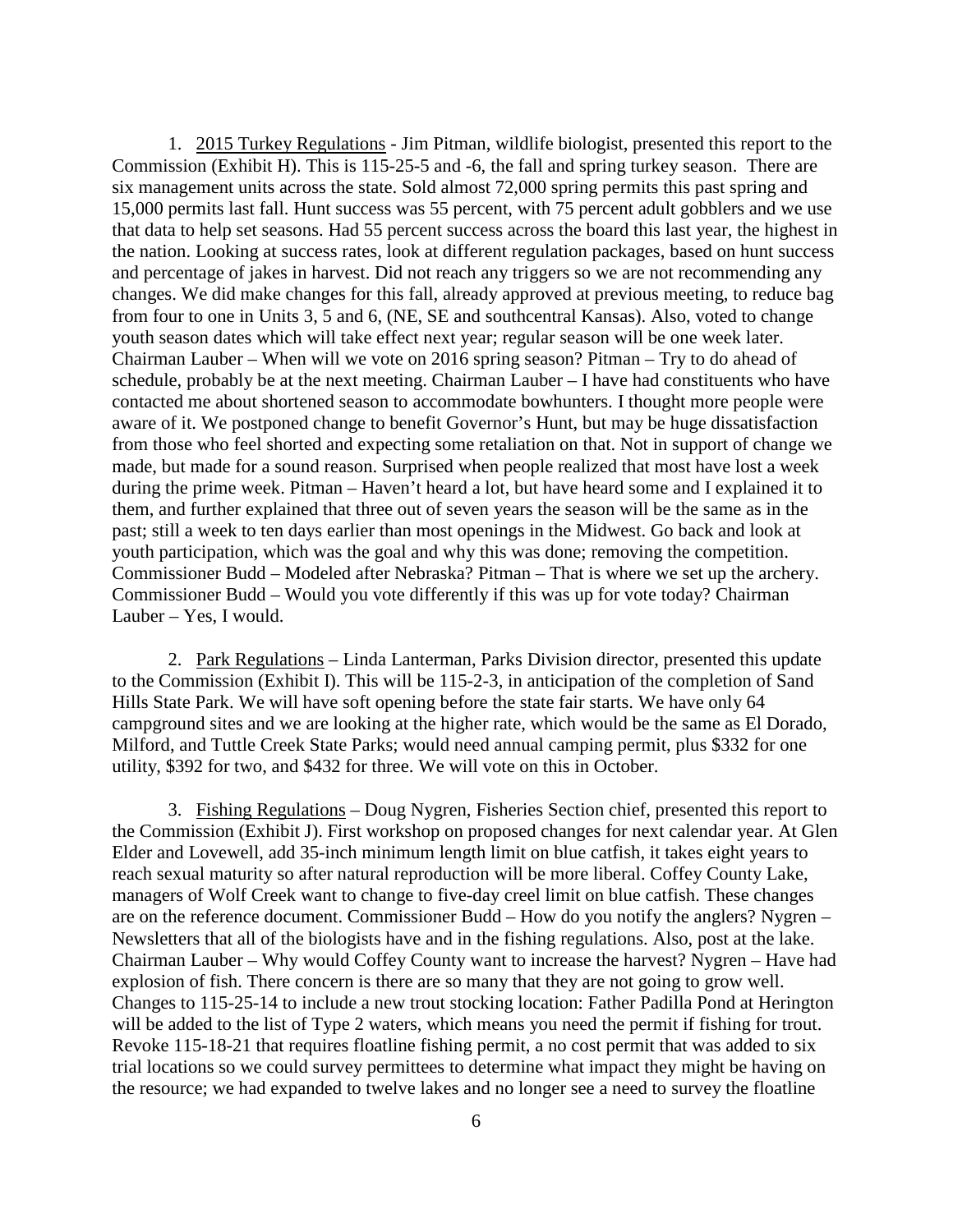1. 2015 Turkey Regulations - Jim Pitman, wildlife biologist, presented this report to the Commission (Exhibit H). This is 115-25-5 and -6, the fall and spring turkey season. There are six management units across the state. Sold almost 72,000 spring permits this past spring and 15,000 permits last fall. Hunt success was 55 percent, with 75 percent adult gobblers and we use that data to help set seasons. Had 55 percent success across the board this last year, the highest in the nation. Looking at success rates, look at different regulation packages, based on hunt success and percentage of jakes in harvest. Did not reach any triggers so we are not recommending any changes. We did make changes for this fall, already approved at previous meeting, to reduce bag from four to one in Units 3, 5 and 6, (NE, SE and southcentral Kansas). Also, voted to change youth season dates which will take effect next year; regular season will be one week later. Chairman Lauber – When will we vote on 2016 spring season? Pitman – Try to do ahead of schedule, probably be at the next meeting. Chairman Lauber – I have had constituents who have contacted me about shortened season to accommodate bowhunters. I thought more people were aware of it. We postponed change to benefit Governor's Hunt, but may be huge dissatisfaction from those who feel shorted and expecting some retaliation on that. Not in support of change we made, but made for a sound reason. Surprised when people realized that most have lost a week during the prime week. Pitman – Haven't heard a lot, but have heard some and I explained it to them, and further explained that three out of seven years the season will be the same as in the past; still a week to ten days earlier than most openings in the Midwest. Go back and look at youth participation, which was the goal and why this was done; removing the competition. Commissioner Budd – Modeled after Nebraska? Pitman – That is where we set up the archery. Commissioner Budd – Would you vote differently if this was up for vote today? Chairman Lauber – Yes, I would.

2. Park Regulations – Linda Lanterman, Parks Division director, presented this update to the Commission (Exhibit I). This will be 115-2-3, in anticipation of the completion of Sand Hills State Park. We will have soft opening before the state fair starts. We have only 64 campground sites and we are looking at the higher rate, which would be the same as El Dorado, Milford, and Tuttle Creek State Parks; would need annual camping permit, plus $332 for one utility, $392 for two, and $432 for three. We will vote on this in October.

3. Fishing Regulations – Doug Nygren, Fisheries Section chief, presented this report to the Commission (Exhibit J). First workshop on proposed changes for next calendar year. At Glen Elder and Lovewell, add 35-inch minimum length limit on blue catfish, it takes eight years to reach sexual maturity so after natural reproduction will be more liberal. Coffey County Lake, managers of Wolf Creek want to change to five-day creel limit on blue catfish. These changes are on the reference document. Commissioner Budd – How do you notify the anglers? Nygren – Newsletters that all of the biologists have and in the fishing regulations. Also, post at the lake. Chairman Lauber – Why would Coffey County want to increase the harvest? Nygren – Have had explosion of fish. There concern is there are so many that they are not going to grow well. Changes to 115-25-14 to include a new trout stocking location: Father Padilla Pond at Herington will be added to the list of Type 2 waters, which means you need the permit if fishing for trout. Revoke 115-18-21 that requires floatline fishing permit, a no cost permit that was added to six trial locations so we could survey permittees to determine what impact they might be having on the resource; we had expanded to twelve lakes and no longer see a need to survey the floatline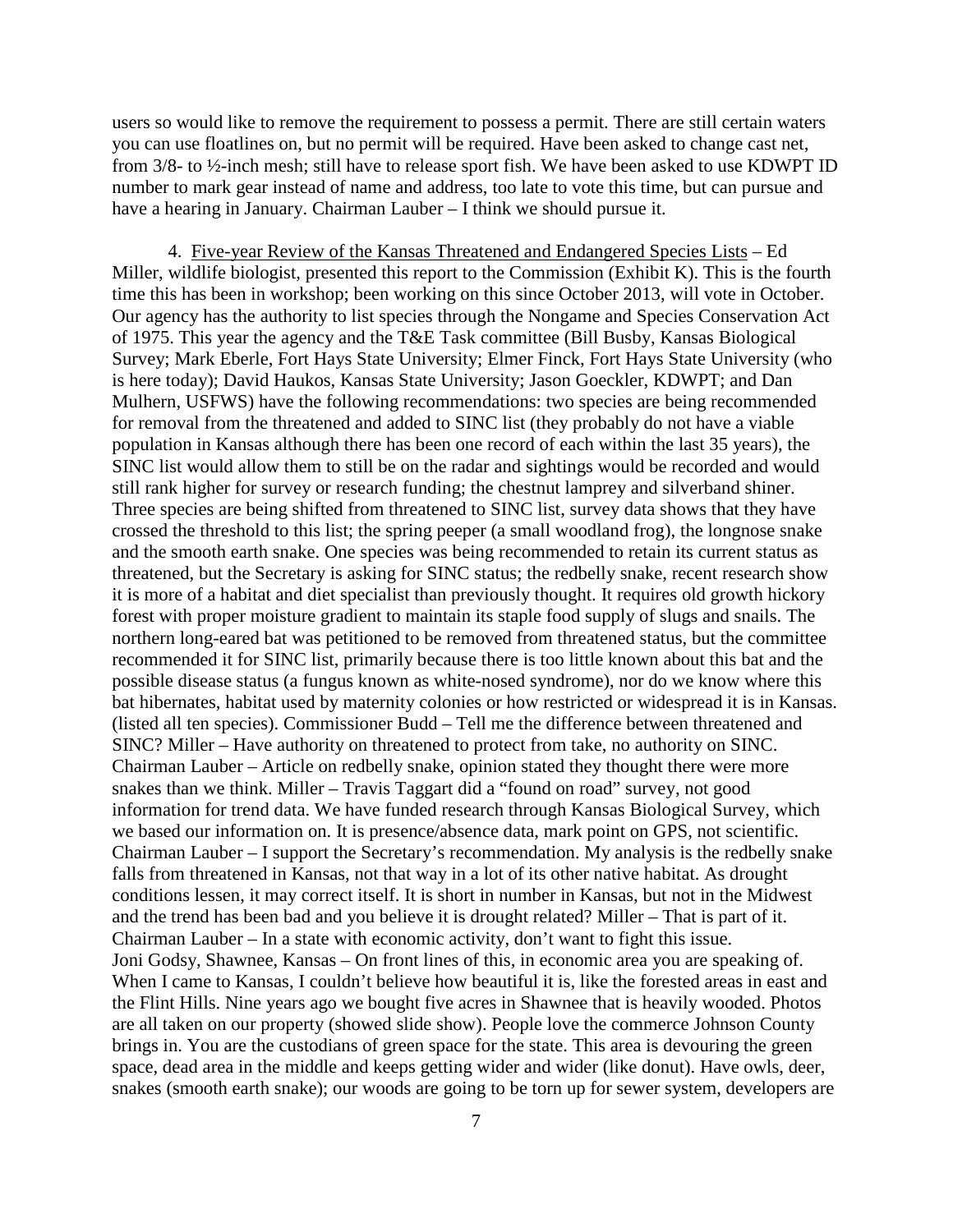users so would like to remove the requirement to possess a permit. There are still certain waters you can use floatlines on, but no permit will be required. Have been asked to change cast net, from 3/8- to ½-inch mesh; still have to release sport fish. We have been asked to use KDWPT ID number to mark gear instead of name and address, too late to vote this time, but can pursue and have a hearing in January. Chairman Lauber – I think we should pursue it.

4. Five-year Review of the Kansas Threatened and Endangered Species Lists – Ed Miller, wildlife biologist, presented this report to the Commission (Exhibit K). This is the fourth time this has been in workshop; been working on this since October 2013, will vote in October. Our agency has the authority to list species through the Nongame and Species Conservation Act of 1975. This year the agency and the T&E Task committee (Bill Busby, Kansas Biological Survey; Mark Eberle, Fort Hays State University; Elmer Finck, Fort Hays State University (who is here today); David Haukos, Kansas State University; Jason Goeckler, KDWPT; and Dan Mulhern, USFWS) have the following recommendations: two species are being recommended for removal from the threatened and added to SINC list (they probably do not have a viable population in Kansas although there has been one record of each within the last 35 years), the SINC list would allow them to still be on the radar and sightings would be recorded and would still rank higher for survey or research funding; the chestnut lamprey and silverband shiner. Three species are being shifted from threatened to SINC list, survey data shows that they have crossed the threshold to this list; the spring peeper (a small woodland frog), the longnose snake and the smooth earth snake. One species was being recommended to retain its current status as threatened, but the Secretary is asking for SINC status; the redbelly snake, recent research show it is more of a habitat and diet specialist than previously thought. It requires old growth hickory forest with proper moisture gradient to maintain its staple food supply of slugs and snails. The northern long-eared bat was petitioned to be removed from threatened status, but the committee recommended it for SINC list, primarily because there is too little known about this bat and the possible disease status (a fungus known as white-nosed syndrome), nor do we know where this bat hibernates, habitat used by maternity colonies or how restricted or widespread it is in Kansas. (listed all ten species). Commissioner Budd – Tell me the difference between threatened and SINC? Miller – Have authority on threatened to protect from take, no authority on SINC. Chairman Lauber – Article on redbelly snake, opinion stated they thought there were more snakes than we think. Miller – Travis Taggart did a "found on road" survey, not good information for trend data. We have funded research through Kansas Biological Survey, which we based our information on. It is presence/absence data, mark point on GPS, not scientific. Chairman Lauber – I support the Secretary's recommendation. My analysis is the redbelly snake falls from threatened in Kansas, not that way in a lot of its other native habitat. As drought conditions lessen, it may correct itself. It is short in number in Kansas, but not in the Midwest and the trend has been bad and you believe it is drought related? Miller – That is part of it. Chairman Lauber – In a state with economic activity, don't want to fight this issue. Joni Godsy, Shawnee, Kansas – On front lines of this, in economic area you are speaking of. When I came to Kansas, I couldn't believe how beautiful it is, like the forested areas in east and the Flint Hills. Nine years ago we bought five acres in Shawnee that is heavily wooded. Photos are all taken on our property (showed slide show). People love the commerce Johnson County brings in. You are the custodians of green space for the state. This area is devouring the green space, dead area in the middle and keeps getting wider and wider (like donut). Have owls, deer, snakes (smooth earth snake); our woods are going to be torn up for sewer system, developers are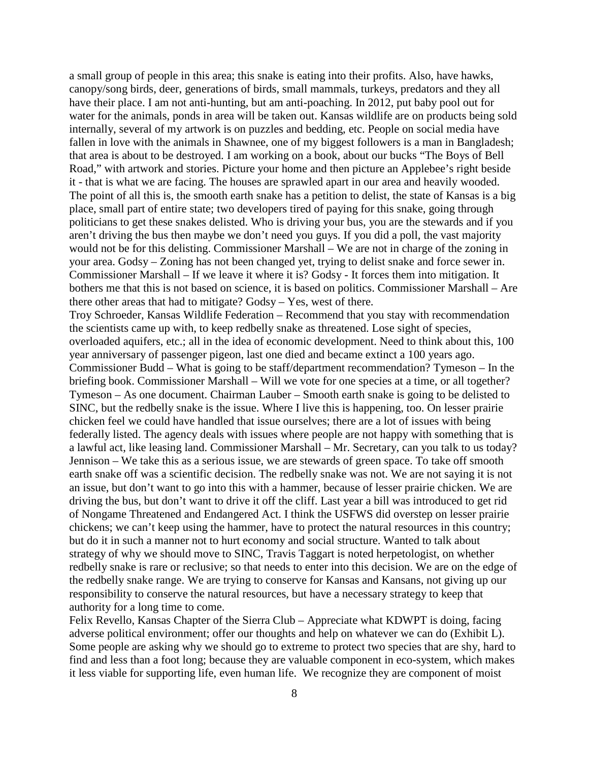a small group of people in this area; this snake is eating into their profits. Also, have hawks, canopy/song birds, deer, generations of birds, small mammals, turkeys, predators and they all have their place. I am not anti-hunting, but am anti-poaching. In 2012, put baby pool out for water for the animals, ponds in area will be taken out. Kansas wildlife are on products being sold internally, several of my artwork is on puzzles and bedding, etc. People on social media have fallen in love with the animals in Shawnee, one of my biggest followers is a man in Bangladesh; that area is about to be destroyed. I am working on a book, about our bucks "The Boys of Bell Road," with artwork and stories. Picture your home and then picture an Applebee's right beside it - that is what we are facing. The houses are sprawled apart in our area and heavily wooded. The point of all this is, the smooth earth snake has a petition to delist, the state of Kansas is a big place, small part of entire state; two developers tired of paying for this snake, going through politicians to get these snakes delisted. Who is driving your bus, you are the stewards and if you aren't driving the bus then maybe we don't need you guys. If you did a poll, the vast majority would not be for this delisting. Commissioner Marshall – We are not in charge of the zoning in your area. Godsy – Zoning has not been changed yet, trying to delist snake and force sewer in. Commissioner Marshall – If we leave it where it is? Godsy - It forces them into mitigation. It bothers me that this is not based on science, it is based on politics. Commissioner Marshall – Are there other areas that had to mitigate? Godsy – Yes, west of there.

Troy Schroeder, Kansas Wildlife Federation – Recommend that you stay with recommendation the scientists came up with, to keep redbelly snake as threatened. Lose sight of species, overloaded aquifers, etc.; all in the idea of economic development. Need to think about this, 100 year anniversary of passenger pigeon, last one died and became extinct a 100 years ago. Commissioner Budd – What is going to be staff/department recommendation? Tymeson – In the briefing book. Commissioner Marshall – Will we vote for one species at a time, or all together? Tymeson – As one document. Chairman Lauber – Smooth earth snake is going to be delisted to SINC, but the redbelly snake is the issue. Where I live this is happening, too. On lesser prairie chicken feel we could have handled that issue ourselves; there are a lot of issues with being federally listed. The agency deals with issues where people are not happy with something that is a lawful act, like leasing land. Commissioner Marshall – Mr. Secretary, can you talk to us today? Jennison – We take this as a serious issue, we are stewards of green space. To take off smooth earth snake off was a scientific decision. The redbelly snake was not. We are not saying it is not an issue, but don't want to go into this with a hammer, because of lesser prairie chicken. We are driving the bus, but don't want to drive it off the cliff. Last year a bill was introduced to get rid of Nongame Threatened and Endangered Act. I think the USFWS did overstep on lesser prairie chickens; we can't keep using the hammer, have to protect the natural resources in this country; but do it in such a manner not to hurt economy and social structure. Wanted to talk about strategy of why we should move to SINC, Travis Taggart is noted herpetologist, on whether redbelly snake is rare or reclusive; so that needs to enter into this decision. We are on the edge of the redbelly snake range. We are trying to conserve for Kansas and Kansans, not giving up our responsibility to conserve the natural resources, but have a necessary strategy to keep that authority for a long time to come.

Felix Revello, Kansas Chapter of the Sierra Club – Appreciate what KDWPT is doing, facing adverse political environment; offer our thoughts and help on whatever we can do (Exhibit L). Some people are asking why we should go to extreme to protect two species that are shy, hard to find and less than a foot long; because they are valuable component in eco-system, which makes it less viable for supporting life, even human life. We recognize they are component of moist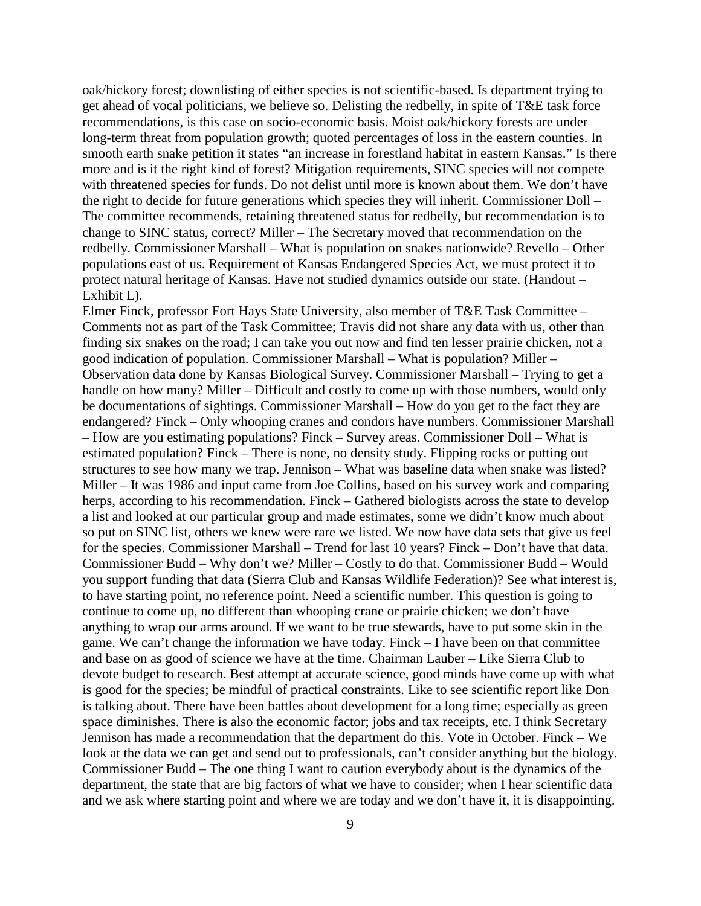oak/hickory forest; downlisting of either species is not scientific-based. Is department trying to get ahead of vocal politicians, we believe so. Delisting the redbelly, in spite of T&E task force recommendations, is this case on socio-economic basis. Moist oak/hickory forests are under long-term threat from population growth; quoted percentages of loss in the eastern counties. In smooth earth snake petition it states "an increase in forestland habitat in eastern Kansas." Is there more and is it the right kind of forest? Mitigation requirements, SINC species will not compete with threatened species for funds. Do not delist until more is known about them. We don't have the right to decide for future generations which species they will inherit. Commissioner Doll – The committee recommends, retaining threatened status for redbelly, but recommendation is to change to SINC status, correct? Miller – The Secretary moved that recommendation on the redbelly. Commissioner Marshall – What is population on snakes nationwide? Revello – Other populations east of us. Requirement of Kansas Endangered Species Act, we must protect it to protect natural heritage of Kansas. Have not studied dynamics outside our state. (Handout – Exhibit L).

Elmer Finck, professor Fort Hays State University, also member of T&E Task Committee – Comments not as part of the Task Committee; Travis did not share any data with us, other than finding six snakes on the road; I can take you out now and find ten lesser prairie chicken, not a good indication of population. Commissioner Marshall – What is population? Miller – Observation data done by Kansas Biological Survey. Commissioner Marshall – Trying to get a handle on how many? Miller – Difficult and costly to come up with those numbers, would only be documentations of sightings. Commissioner Marshall – How do you get to the fact they are endangered? Finck – Only whooping cranes and condors have numbers. Commissioner Marshall – How are you estimating populations? Finck – Survey areas. Commissioner Doll – What is estimated population? Finck – There is none, no density study. Flipping rocks or putting out structures to see how many we trap. Jennison – What was baseline data when snake was listed? Miller – It was 1986 and input came from Joe Collins, based on his survey work and comparing herps, according to his recommendation. Finck – Gathered biologists across the state to develop a list and looked at our particular group and made estimates, some we didn't know much about so put on SINC list, others we knew were rare we listed. We now have data sets that give us feel for the species. Commissioner Marshall – Trend for last 10 years? Finck – Don't have that data. Commissioner Budd – Why don't we? Miller – Costly to do that. Commissioner Budd – Would you support funding that data (Sierra Club and Kansas Wildlife Federation)? See what interest is, to have starting point, no reference point. Need a scientific number. This question is going to continue to come up, no different than whooping crane or prairie chicken; we don't have anything to wrap our arms around. If we want to be true stewards, have to put some skin in the game. We can't change the information we have today. Finck – I have been on that committee and base on as good of science we have at the time. Chairman Lauber – Like Sierra Club to devote budget to research. Best attempt at accurate science, good minds have come up with what is good for the species; be mindful of practical constraints. Like to see scientific report like Don is talking about. There have been battles about development for a long time; especially as green space diminishes. There is also the economic factor; jobs and tax receipts, etc. I think Secretary Jennison has made a recommendation that the department do this. Vote in October. Finck – We look at the data we can get and send out to professionals, can't consider anything but the biology. Commissioner Budd – The one thing I want to caution everybody about is the dynamics of the department, the state that are big factors of what we have to consider; when I hear scientific data and we ask where starting point and where we are today and we don't have it, it is disappointing.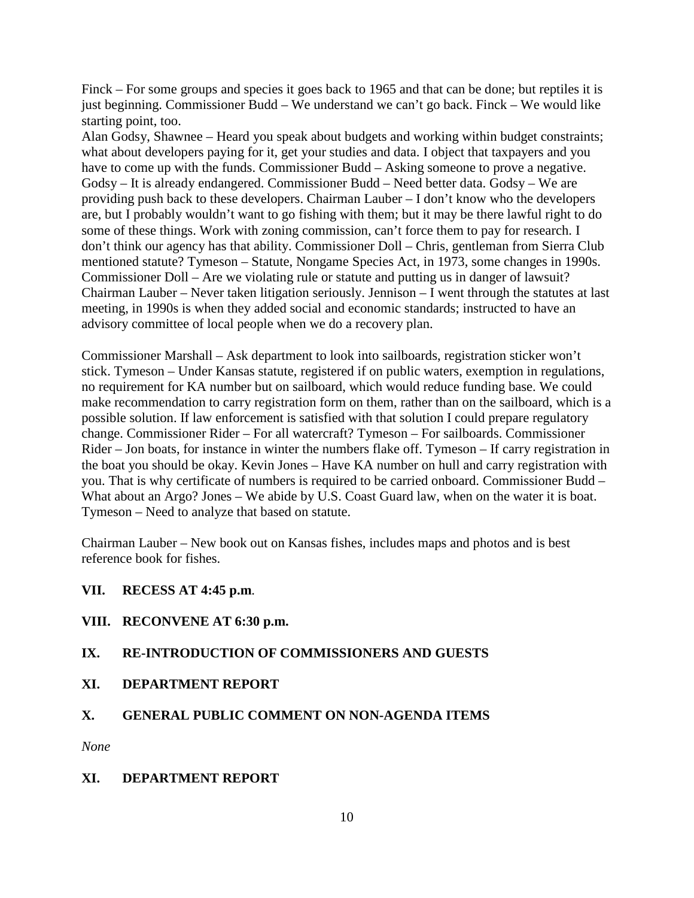Finck – For some groups and species it goes back to 1965 and that can be done; but reptiles it is just beginning. Commissioner Budd – We understand we can't go back. Finck – We would like starting point, too.
Alan Godsy, Shawnee – Heard you speak about budgets and working within budget constraints; what about developers paying for it, get your studies and data. I object that taxpayers and you have to come up with the funds. Commissioner Budd – Asking someone to prove a negative. Godsy – It is already endangered. Commissioner Budd – Need better data. Godsy – We are providing push back to these developers. Chairman Lauber – I don't know who the developers are, but I probably wouldn't want to go fishing with them; but it may be there lawful right to do some of these things. Work with zoning commission, can't force them to pay for research. I don't think our agency has that ability. Commissioner Doll – Chris, gentleman from Sierra Club mentioned statute? Tymeson – Statute, Nongame Species Act, in 1973, some changes in 1990s. Commissioner Doll – Are we violating rule or statute and putting us in danger of lawsuit? Chairman Lauber – Never taken litigation seriously. Jennison – I went through the statutes at last meeting, in 1990s is when they added social and economic standards; instructed to have an advisory committee of local people when we do a recovery plan.

Commissioner Marshall – Ask department to look into sailboards, registration sticker won't stick. Tymeson – Under Kansas statute, registered if on public waters, exemption in regulations, no requirement for KA number but on sailboard, which would reduce funding base. We could make recommendation to carry registration form on them, rather than on the sailboard, which is a possible solution. If law enforcement is satisfied with that solution I could prepare regulatory change. Commissioner Rider – For all watercraft? Tymeson – For sailboards. Commissioner Rider – Jon boats, for instance in winter the numbers flake off. Tymeson – If carry registration in the boat you should be okay. Kevin Jones – Have KA number on hull and carry registration with you. That is why certificate of numbers is required to be carried onboard. Commissioner Budd – What about an Argo? Jones – We abide by U.S. Coast Guard law, when on the water it is boat. Tymeson – Need to analyze that based on statute.

Chairman Lauber – New book out on Kansas fishes, includes maps and photos and is best reference book for fishes.

**VII. RECESS AT 4:45 p.m.**

**VIII. RECONVENE AT 6:30 p.m.**

**IX. RE-INTRODUCTION OF COMMISSIONERS AND GUESTS**

**XI. DEPARTMENT REPORT**

**X. GENERAL PUBLIC COMMENT ON NON-AGENDA ITEMS**

*None*

**XI. DEPARTMENT REPORT**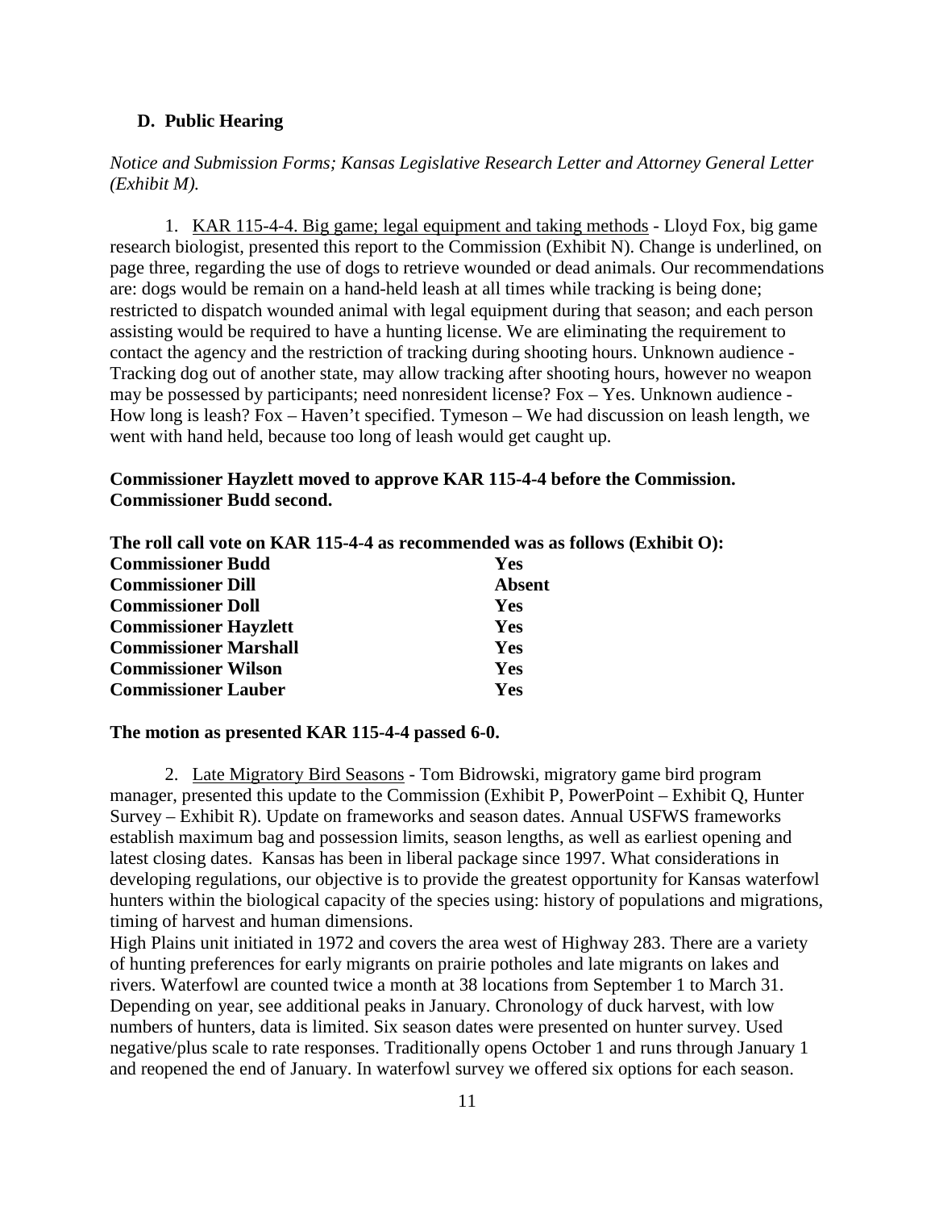## D. Public Hearing

*Notice and Submission Forms; Kansas Legislative Research Letter and Attorney General Letter (Exhibit M).*

1. KAR 115-4-4. Big game; legal equipment and taking methods - Lloyd Fox, big game research biologist, presented this report to the Commission (Exhibit N). Change is underlined, on page three, regarding the use of dogs to retrieve wounded or dead animals. Our recommendations are: dogs would be remain on a hand-held leash at all times while tracking is being done; restricted to dispatch wounded animal with legal equipment during that season; and each person assisting would be required to have a hunting license. We are eliminating the requirement to contact the agency and the restriction of tracking during shooting hours. Unknown audience - Tracking dog out of another state, may allow tracking after shooting hours, however no weapon may be possessed by participants; need nonresident license? Fox – Yes. Unknown audience - How long is leash? Fox – Haven't specified. Tymeson – We had discussion on leash length, we went with hand held, because too long of leash would get caught up.

**Commissioner Hayzlett moved to approve KAR 115-4-4 before the Commission. Commissioner Budd second.**

**The roll call vote on KAR 115-4-4 as recommended was as follows (Exhibit O):**

| | |
|---|---|
| **Commissioner Budd** | **Yes** |
| **Commissioner Dill** | **Absent** |
| **Commissioner Doll** | **Yes** |
| **Commissioner Hayzlett** | **Yes** |
| **Commissioner Marshall** | **Yes** |
| **Commissioner Wilson** | **Yes** |
| **Commissioner Lauber** | **Yes** |

**The motion as presented KAR 115-4-4 passed 6-0.**

2. Late Migratory Bird Seasons - Tom Bidrowski, migratory game bird program manager, presented this update to the Commission (Exhibit P, PowerPoint – Exhibit Q, Hunter Survey – Exhibit R). Update on frameworks and season dates. Annual USFWS frameworks establish maximum bag and possession limits, season lengths, as well as earliest opening and latest closing dates. Kansas has been in liberal package since 1997. What considerations in developing regulations, our objective is to provide the greatest opportunity for Kansas waterfowl hunters within the biological capacity of the species using: history of populations and migrations, timing of harvest and human dimensions.

High Plains unit initiated in 1972 and covers the area west of Highway 283. There are a variety of hunting preferences for early migrants on prairie potholes and late migrants on lakes and rivers. Waterfowl are counted twice a month at 38 locations from September 1 to March 31. Depending on year, see additional peaks in January. Chronology of duck harvest, with low numbers of hunters, data is limited. Six season dates were presented on hunter survey. Used negative/plus scale to rate responses. Traditionally opens October 1 and runs through January 1 and reopened the end of January. In waterfowl survey we offered six options for each season.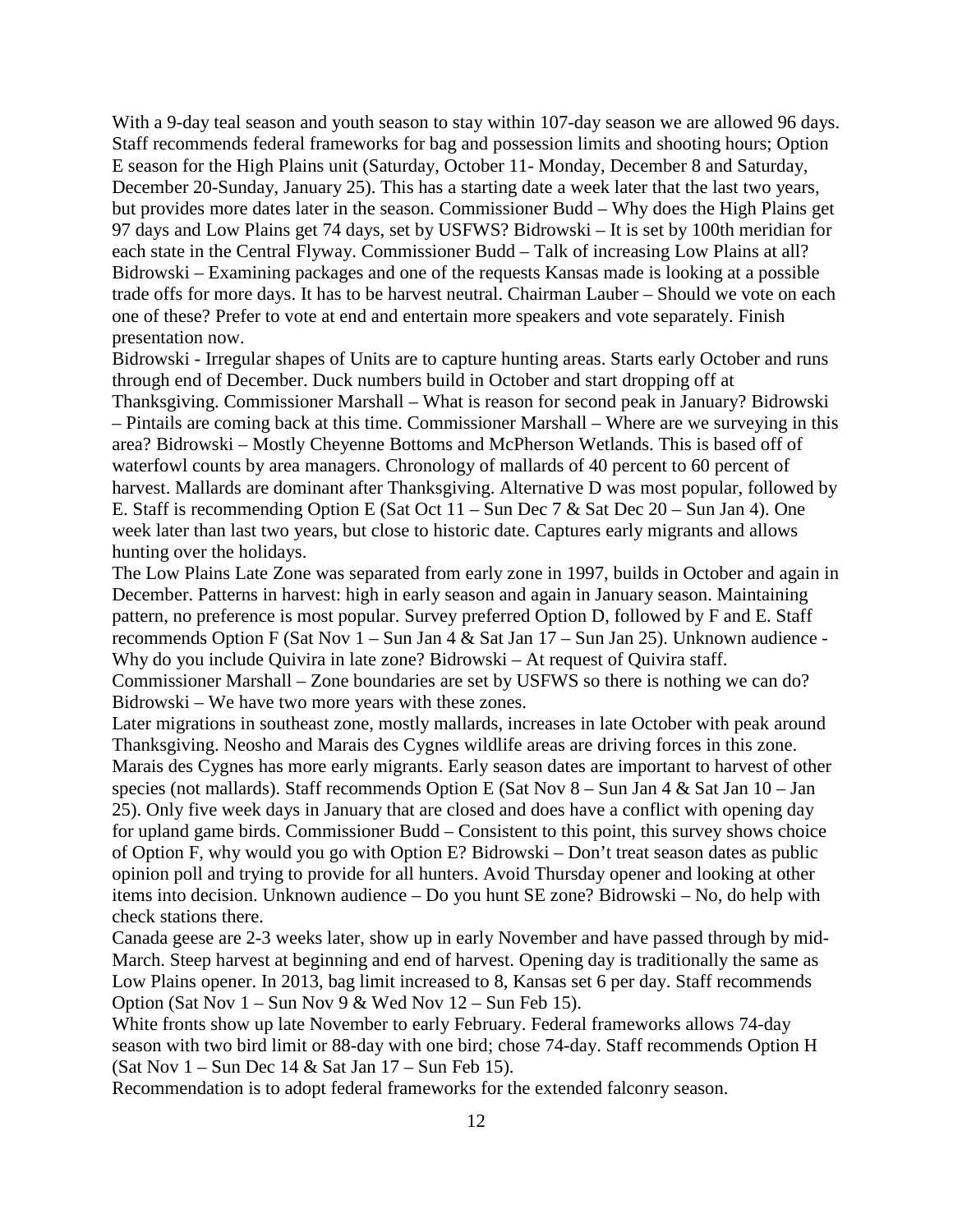With a 9-day teal season and youth season to stay within 107-day season we are allowed 96 days. Staff recommends federal frameworks for bag and possession limits and shooting hours; Option E season for the High Plains unit (Saturday, October 11- Monday, December 8 and Saturday, December 20-Sunday, January 25). This has a starting date a week later that the last two years, but provides more dates later in the season. Commissioner Budd – Why does the High Plains get 97 days and Low Plains get 74 days, set by USFWS? Bidrowski – It is set by 100th meridian for each state in the Central Flyway. Commissioner Budd – Talk of increasing Low Plains at all? Bidrowski – Examining packages and one of the requests Kansas made is looking at a possible trade offs for more days. It has to be harvest neutral. Chairman Lauber – Should we vote on each one of these? Prefer to vote at end and entertain more speakers and vote separately. Finish presentation now.

Bidrowski - Irregular shapes of Units are to capture hunting areas. Starts early October and runs through end of December. Duck numbers build in October and start dropping off at Thanksgiving. Commissioner Marshall – What is reason for second peak in January? Bidrowski – Pintails are coming back at this time. Commissioner Marshall – Where are we surveying in this area? Bidrowski – Mostly Cheyenne Bottoms and McPherson Wetlands. This is based off of waterfowl counts by area managers. Chronology of mallards of 40 percent to 60 percent of harvest. Mallards are dominant after Thanksgiving. Alternative D was most popular, followed by E. Staff is recommending Option E (Sat Oct 11 – Sun Dec 7 & Sat Dec 20 – Sun Jan 4). One week later than last two years, but close to historic date. Captures early migrants and allows hunting over the holidays.

The Low Plains Late Zone was separated from early zone in 1997, builds in October and again in December. Patterns in harvest: high in early season and again in January season. Maintaining pattern, no preference is most popular. Survey preferred Option D, followed by F and E. Staff recommends Option F (Sat Nov 1 – Sun Jan 4 & Sat Jan 17 – Sun Jan 25). Unknown audience - Why do you include Quivira in late zone? Bidrowski – At request of Quivira staff. Commissioner Marshall – Zone boundaries are set by USFWS so there is nothing we can do? Bidrowski – We have two more years with these zones.

Later migrations in southeast zone, mostly mallards, increases in late October with peak around Thanksgiving. Neosho and Marais des Cygnes wildlife areas are driving forces in this zone. Marais des Cygnes has more early migrants. Early season dates are important to harvest of other species (not mallards). Staff recommends Option E (Sat Nov 8 – Sun Jan 4 & Sat Jan 10 – Jan 25). Only five week days in January that are closed and does have a conflict with opening day for upland game birds. Commissioner Budd – Consistent to this point, this survey shows choice of Option F, why would you go with Option E? Bidrowski – Don't treat season dates as public opinion poll and trying to provide for all hunters. Avoid Thursday opener and looking at other items into decision. Unknown audience – Do you hunt SE zone? Bidrowski – No, do help with check stations there.

Canada geese are 2-3 weeks later, show up in early November and have passed through by mid-March. Steep harvest at beginning and end of harvest. Opening day is traditionally the same as Low Plains opener. In 2013, bag limit increased to 8, Kansas set 6 per day. Staff recommends Option (Sat Nov 1 – Sun Nov 9 & Wed Nov 12 – Sun Feb 15).

White fronts show up late November to early February. Federal frameworks allows 74-day season with two bird limit or 88-day with one bird; chose 74-day. Staff recommends Option H (Sat Nov 1 – Sun Dec 14 & Sat Jan 17 – Sun Feb 15).

Recommendation is to adopt federal frameworks for the extended falconry season.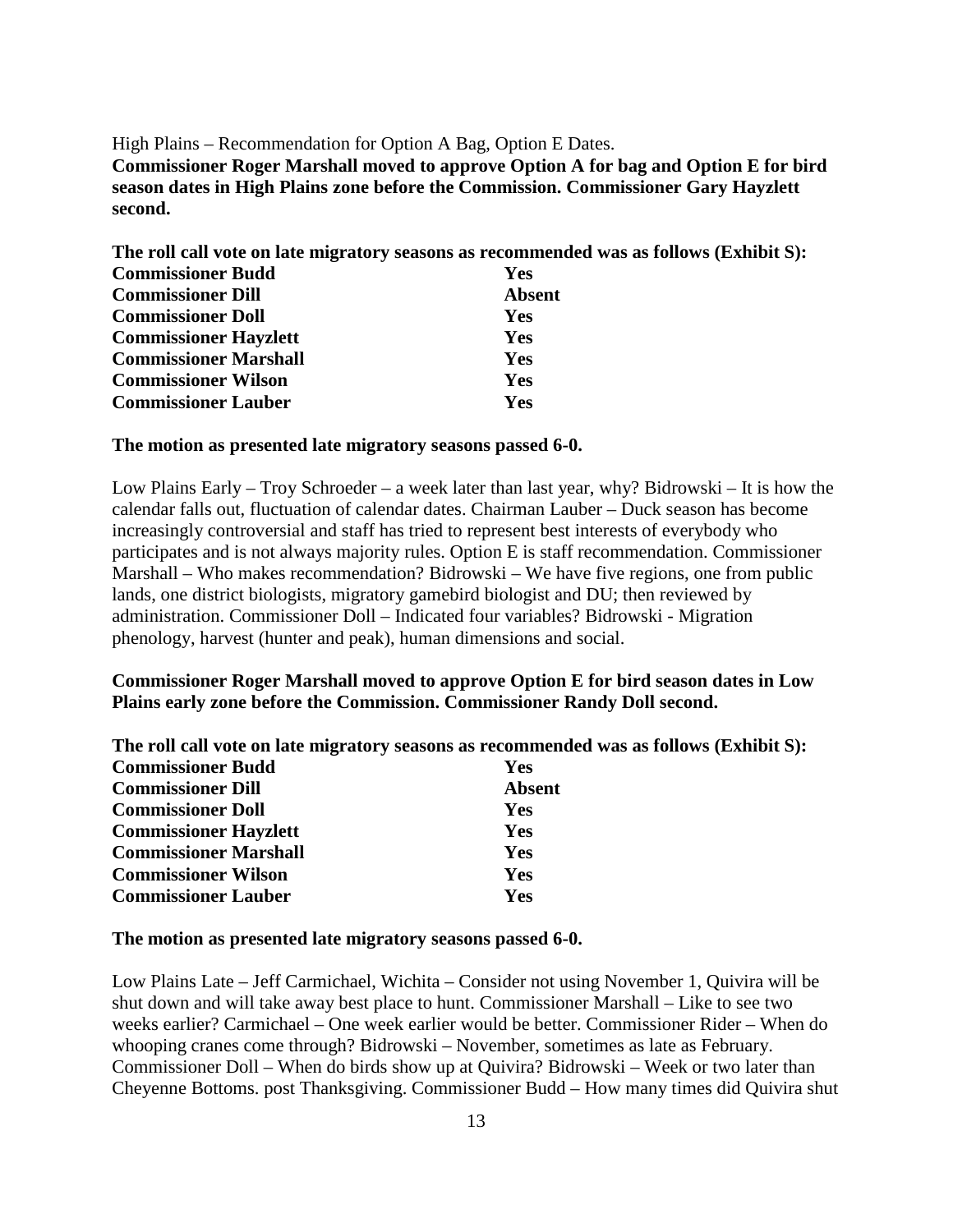High Plains – Recommendation for Option A Bag, Option E Dates.

**Commissioner Roger Marshall moved to approve Option A for bag and Option E for bird season dates in High Plains zone before the Commission. Commissioner Gary Hayzlett second.**

**The roll call vote on late migratory seasons as recommended was as follows (Exhibit S):**

| | |
|---|---|
| **Commissioner Budd** | **Yes** |
| **Commissioner Dill** | **Absent** |
| **Commissioner Doll** | **Yes** |
| **Commissioner Hayzlett** | **Yes** |
| **Commissioner Marshall** | **Yes** |
| **Commissioner Wilson** | **Yes** |
| **Commissioner Lauber** | **Yes** |

**The motion as presented late migratory seasons passed 6-0.**

Low Plains Early – Troy Schroeder – a week later than last year, why? Bidrowski – It is how the calendar falls out, fluctuation of calendar dates. Chairman Lauber – Duck season has become increasingly controversial and staff has tried to represent best interests of everybody who participates and is not always majority rules. Option E is staff recommendation. Commissioner Marshall – Who makes recommendation? Bidrowski – We have five regions, one from public lands, one district biologists, migratory gamebird biologist and DU; then reviewed by administration. Commissioner Doll – Indicated four variables? Bidrowski - Migration phenology, harvest (hunter and peak), human dimensions and social.

**Commissioner Roger Marshall moved to approve Option E for bird season dates in Low Plains early zone before the Commission. Commissioner Randy Doll second.**

**The roll call vote on late migratory seasons as recommended was as follows (Exhibit S):**

| | |
|---|---|
| **Commissioner Budd** | **Yes** |
| **Commissioner Dill** | **Absent** |
| **Commissioner Doll** | **Yes** |
| **Commissioner Hayzlett** | **Yes** |
| **Commissioner Marshall** | **Yes** |
| **Commissioner Wilson** | **Yes** |
| **Commissioner Lauber** | **Yes** |

**The motion as presented late migratory seasons passed 6-0.**

Low Plains Late – Jeff Carmichael, Wichita – Consider not using November 1, Quivira will be shut down and will take away best place to hunt. Commissioner Marshall – Like to see two weeks earlier? Carmichael – One week earlier would be better. Commissioner Rider – When do whooping cranes come through? Bidrowski – November, sometimes as late as February. Commissioner Doll – When do birds show up at Quivira? Bidrowski – Week or two later than Cheyenne Bottoms. post Thanksgiving. Commissioner Budd – How many times did Quivira shut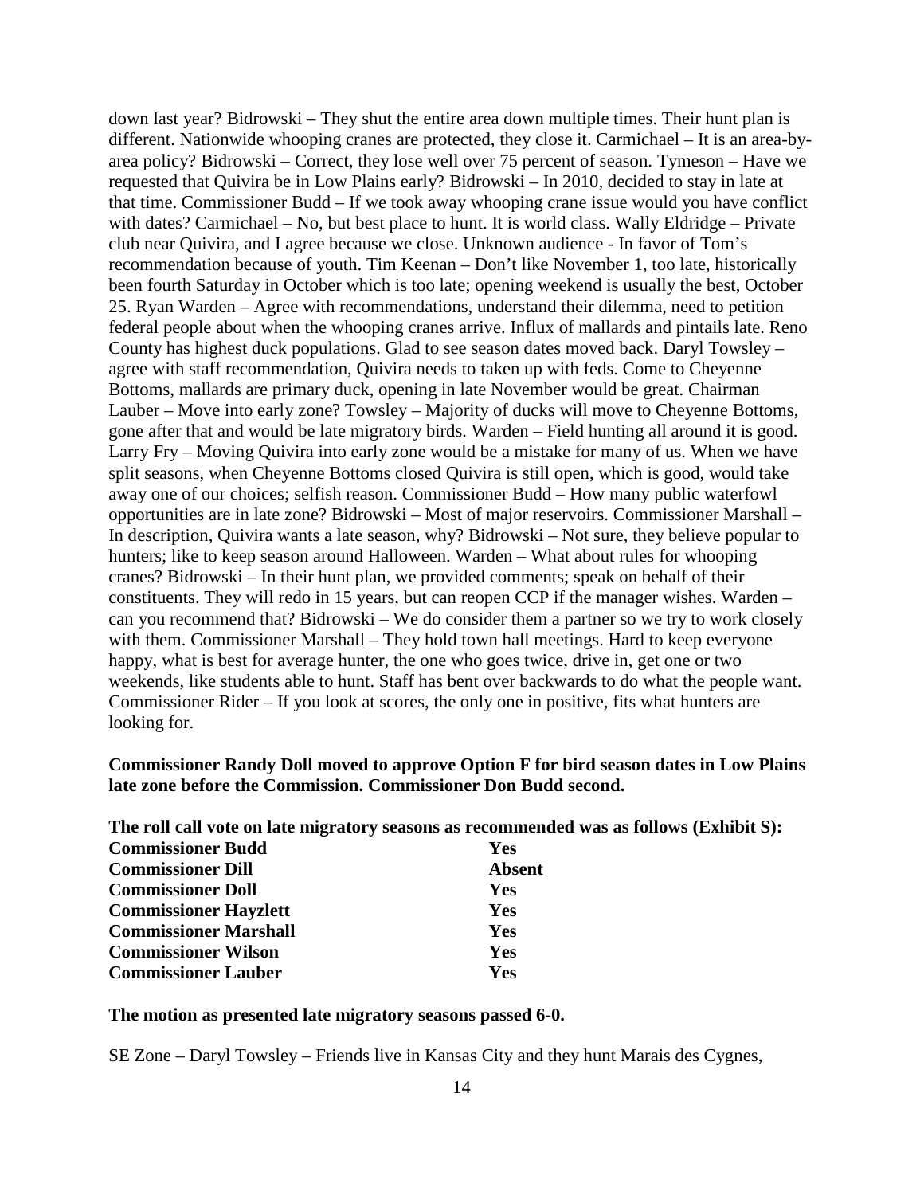down last year? Bidrowski – They shut the entire area down multiple times. Their hunt plan is different. Nationwide whooping cranes are protected, they close it. Carmichael – It is an area-by-area policy? Bidrowski – Correct, they lose well over 75 percent of season. Tymeson – Have we requested that Quivira be in Low Plains early? Bidrowski – In 2010, decided to stay in late at that time. Commissioner Budd – If we took away whooping crane issue would you have conflict with dates? Carmichael – No, but best place to hunt. It is world class. Wally Eldridge – Private club near Quivira, and I agree because we close. Unknown audience - In favor of Tom's recommendation because of youth. Tim Keenan – Don't like November 1, too late, historically been fourth Saturday in October which is too late; opening weekend is usually the best, October 25. Ryan Warden – Agree with recommendations, understand their dilemma, need to petition federal people about when the whooping cranes arrive. Influx of mallards and pintails late. Reno County has highest duck populations. Glad to see season dates moved back. Daryl Towsley – agree with staff recommendation, Quivira needs to taken up with feds. Come to Cheyenne Bottoms, mallards are primary duck, opening in late November would be great. Chairman Lauber – Move into early zone? Towsley – Majority of ducks will move to Cheyenne Bottoms, gone after that and would be late migratory birds. Warden – Field hunting all around it is good. Larry Fry – Moving Quivira into early zone would be a mistake for many of us. When we have split seasons, when Cheyenne Bottoms closed Quivira is still open, which is good, would take away one of our choices; selfish reason. Commissioner Budd – How many public waterfowl opportunities are in late zone? Bidrowski – Most of major reservoirs. Commissioner Marshall – In description, Quivira wants a late season, why? Bidrowski – Not sure, they believe popular to hunters; like to keep season around Halloween. Warden – What about rules for whooping cranes? Bidrowski – In their hunt plan, we provided comments; speak on behalf of their constituents. They will redo in 15 years, but can reopen CCP if the manager wishes. Warden – can you recommend that? Bidrowski – We do consider them a partner so we try to work closely with them. Commissioner Marshall – They hold town hall meetings. Hard to keep everyone happy, what is best for average hunter, the one who goes twice, drive in, get one or two weekends, like students able to hunt. Staff has bent over backwards to do what the people want. Commissioner Rider – If you look at scores, the only one in positive, fits what hunters are looking for.

**Commissioner Randy Doll moved to approve Option F for bird season dates in Low Plains late zone before the Commission. Commissioner Don Budd second.**

**The roll call vote on late migratory seasons as recommended was as follows (Exhibit S):**

| | |
|---|---|
| **Commissioner Budd** | **Yes** |
| **Commissioner Dill** | **Absent** |
| **Commissioner Doll** | **Yes** |
| **Commissioner Hayzlett** | **Yes** |
| **Commissioner Marshall** | **Yes** |
| **Commissioner Wilson** | **Yes** |
| **Commissioner Lauber** | **Yes** |

**The motion as presented late migratory seasons passed 6-0.**

SE Zone – Daryl Towsley – Friends live in Kansas City and they hunt Marais des Cygnes,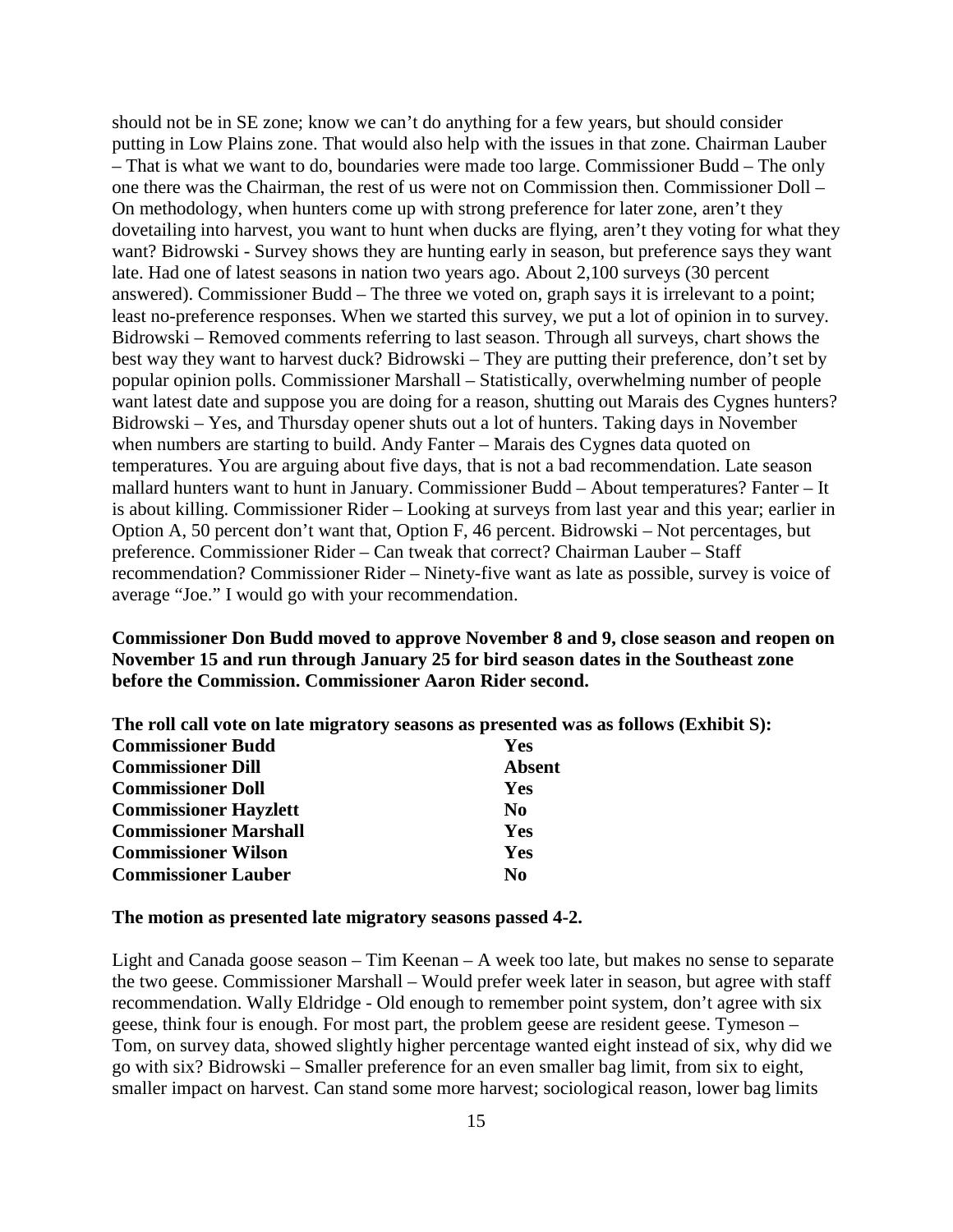should not be in SE zone; know we can't do anything for a few years, but should consider putting in Low Plains zone. That would also help with the issues in that zone. Chairman Lauber – That is what we want to do, boundaries were made too large. Commissioner Budd – The only one there was the Chairman, the rest of us were not on Commission then. Commissioner Doll – On methodology, when hunters come up with strong preference for later zone, aren't they dovetailing into harvest, you want to hunt when ducks are flying, aren't they voting for what they want? Bidrowski - Survey shows they are hunting early in season, but preference says they want late. Had one of latest seasons in nation two years ago. About 2,100 surveys (30 percent answered). Commissioner Budd – The three we voted on, graph says it is irrelevant to a point; least no-preference responses. When we started this survey, we put a lot of opinion in to survey. Bidrowski – Removed comments referring to last season. Through all surveys, chart shows the best way they want to harvest duck? Bidrowski – They are putting their preference, don't set by popular opinion polls. Commissioner Marshall – Statistically, overwhelming number of people want latest date and suppose you are doing for a reason, shutting out Marais des Cygnes hunters? Bidrowski – Yes, and Thursday opener shuts out a lot of hunters. Taking days in November when numbers are starting to build. Andy Fanter – Marais des Cygnes data quoted on temperatures. You are arguing about five days, that is not a bad recommendation. Late season mallard hunters want to hunt in January. Commissioner Budd – About temperatures? Fanter – It is about killing. Commissioner Rider – Looking at surveys from last year and this year; earlier in Option A, 50 percent don't want that, Option F, 46 percent. Bidrowski – Not percentages, but preference. Commissioner Rider – Can tweak that correct? Chairman Lauber – Staff recommendation? Commissioner Rider – Ninety-five want as late as possible, survey is voice of average "Joe." I would go with your recommendation.

**Commissioner Don Budd moved to approve November 8 and 9, close season and reopen on November 15 and run through January 25 for bird season dates in the Southeast zone before the Commission. Commissioner Aaron Rider second.**

**The roll call vote on late migratory seasons as presented was as follows (Exhibit S):**

| | |
|---|---|
| **Commissioner Budd** | **Yes** |
| **Commissioner Dill** | **Absent** |
| **Commissioner Doll** | **Yes** |
| **Commissioner Hayzlett** | **No** |
| **Commissioner Marshall** | **Yes** |
| **Commissioner Wilson** | **Yes** |
| **Commissioner Lauber** | **No** |

**The motion as presented late migratory seasons passed 4-2.**

Light and Canada goose season – Tim Keenan – A week too late, but makes no sense to separate the two geese. Commissioner Marshall – Would prefer week later in season, but agree with staff recommendation. Wally Eldridge - Old enough to remember point system, don't agree with six geese, think four is enough. For most part, the problem geese are resident geese. Tymeson – Tom, on survey data, showed slightly higher percentage wanted eight instead of six, why did we go with six? Bidrowski – Smaller preference for an even smaller bag limit, from six to eight, smaller impact on harvest. Can stand some more harvest; sociological reason, lower bag limits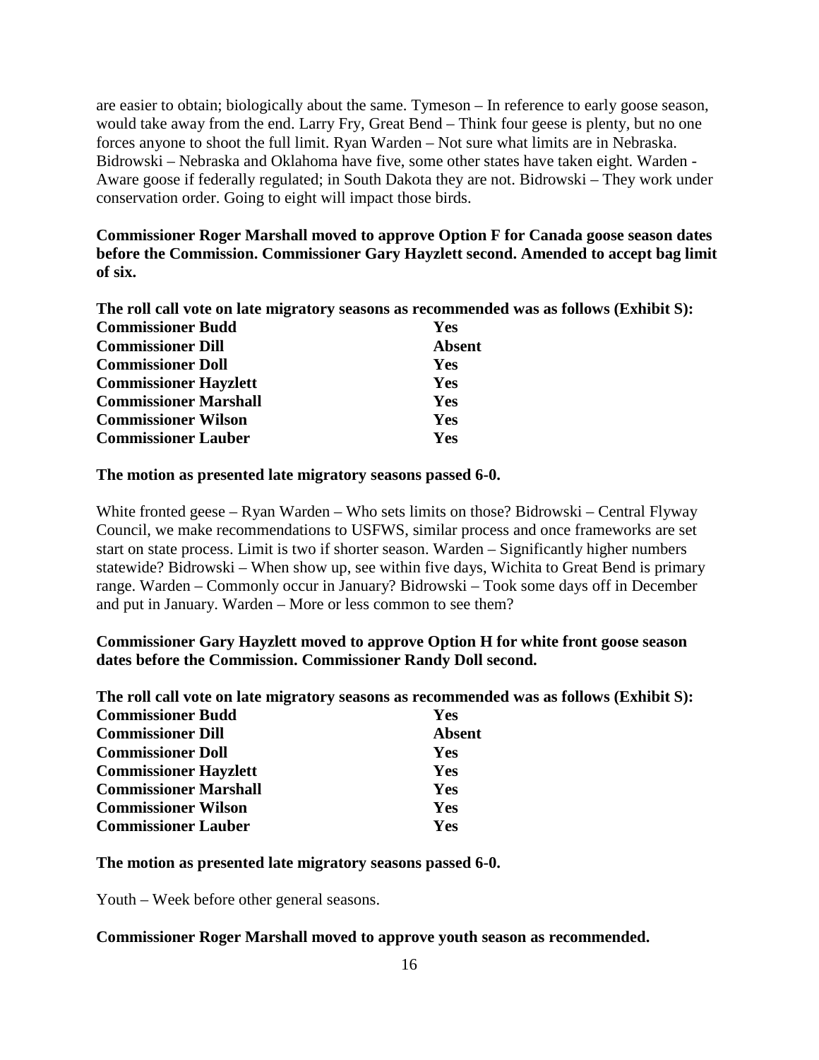are easier to obtain; biologically about the same. Tymeson – In reference to early goose season, would take away from the end. Larry Fry, Great Bend – Think four geese is plenty, but no one forces anyone to shoot the full limit. Ryan Warden – Not sure what limits are in Nebraska. Bidrowski – Nebraska and Oklahoma have five, some other states have taken eight. Warden - Aware goose if federally regulated; in South Dakota they are not. Bidrowski – They work under conservation order. Going to eight will impact those birds.

**Commissioner Roger Marshall moved to approve Option F for Canada goose season dates before the Commission. Commissioner Gary Hayzlett second. Amended to accept bag limit of six.**

**The roll call vote on late migratory seasons as recommended was as follows (Exhibit S):**

| | |
|---|---|
| **Commissioner Budd** | **Yes** |
| **Commissioner Dill** | **Absent** |
| **Commissioner Doll** | **Yes** |
| **Commissioner Hayzlett** | **Yes** |
| **Commissioner Marshall** | **Yes** |
| **Commissioner Wilson** | **Yes** |
| **Commissioner Lauber** | **Yes** |

**The motion as presented late migratory seasons passed 6-0.**

White fronted geese – Ryan Warden – Who sets limits on those? Bidrowski – Central Flyway Council, we make recommendations to USFWS, similar process and once frameworks are set start on state process. Limit is two if shorter season. Warden – Significantly higher numbers statewide? Bidrowski – When show up, see within five days, Wichita to Great Bend is primary range. Warden – Commonly occur in January? Bidrowski – Took some days off in December and put in January. Warden – More or less common to see them?

**Commissioner Gary Hayzlett moved to approve Option H for white front goose season dates before the Commission. Commissioner Randy Doll second.**

**The roll call vote on late migratory seasons as recommended was as follows (Exhibit S):**

| | |
|---|---|
| **Commissioner Budd** | **Yes** |
| **Commissioner Dill** | **Absent** |
| **Commissioner Doll** | **Yes** |
| **Commissioner Hayzlett** | **Yes** |
| **Commissioner Marshall** | **Yes** |
| **Commissioner Wilson** | **Yes** |
| **Commissioner Lauber** | **Yes** |

**The motion as presented late migratory seasons passed 6-0.**

Youth – Week before other general seasons.

**Commissioner Roger Marshall moved to approve youth season as recommended.**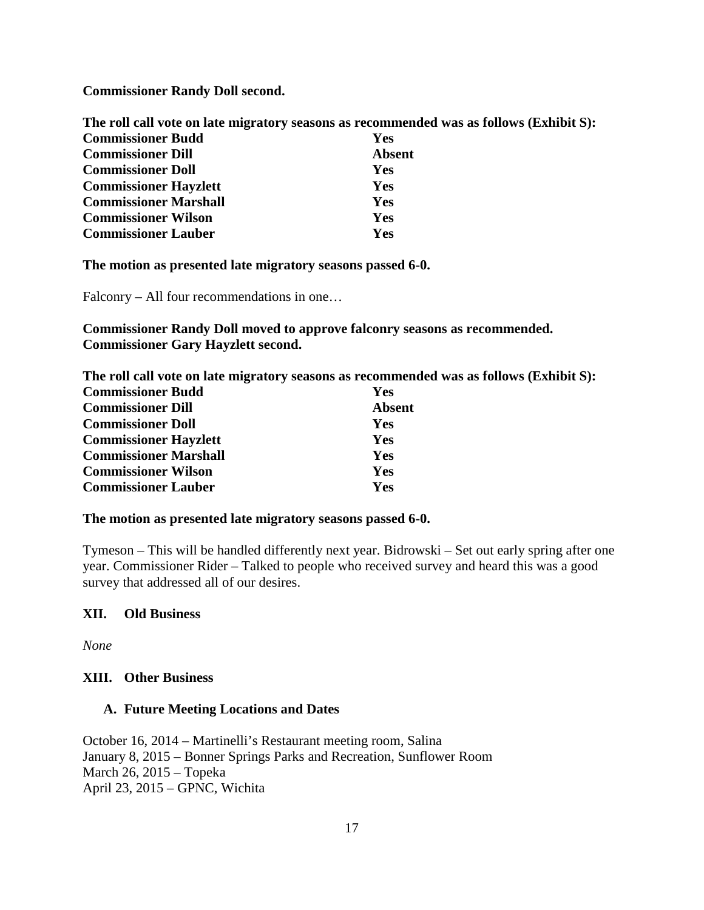**Commissioner Randy Doll second.**

**The roll call vote on late migratory seasons as recommended was as follows (Exhibit S):**

| | |
|---|---|
| **Commissioner Budd** | **Yes** |
| **Commissioner Dill** | **Absent** |
| **Commissioner Doll** | **Yes** |
| **Commissioner Hayzlett** | **Yes** |
| **Commissioner Marshall** | **Yes** |
| **Commissioner Wilson** | **Yes** |
| **Commissioner Lauber** | **Yes** |

**The motion as presented late migratory seasons passed 6-0.**

Falconry – All four recommendations in one…

**Commissioner Randy Doll moved to approve falconry seasons as recommended. Commissioner Gary Hayzlett second.**

**The roll call vote on late migratory seasons as recommended was as follows (Exhibit S):**

| | |
|---|---|
| **Commissioner Budd** | **Yes** |
| **Commissioner Dill** | **Absent** |
| **Commissioner Doll** | **Yes** |
| **Commissioner Hayzlett** | **Yes** |
| **Commissioner Marshall** | **Yes** |
| **Commissioner Wilson** | **Yes** |
| **Commissioner Lauber** | **Yes** |

**The motion as presented late migratory seasons passed 6-0.**

Tymeson – This will be handled differently next year. Bidrowski – Set out early spring after one year. Commissioner Rider – Talked to people who received survey and heard this was a good survey that addressed all of our desires.

## XII. Old Business

*None*

## XIII. Other Business

### A. Future Meeting Locations and Dates

October 16, 2014 – Martinelli's Restaurant meeting room, Salina
January 8, 2015 – Bonner Springs Parks and Recreation, Sunflower Room
March 26, 2015 – Topeka
April 23, 2015 – GPNC, Wichita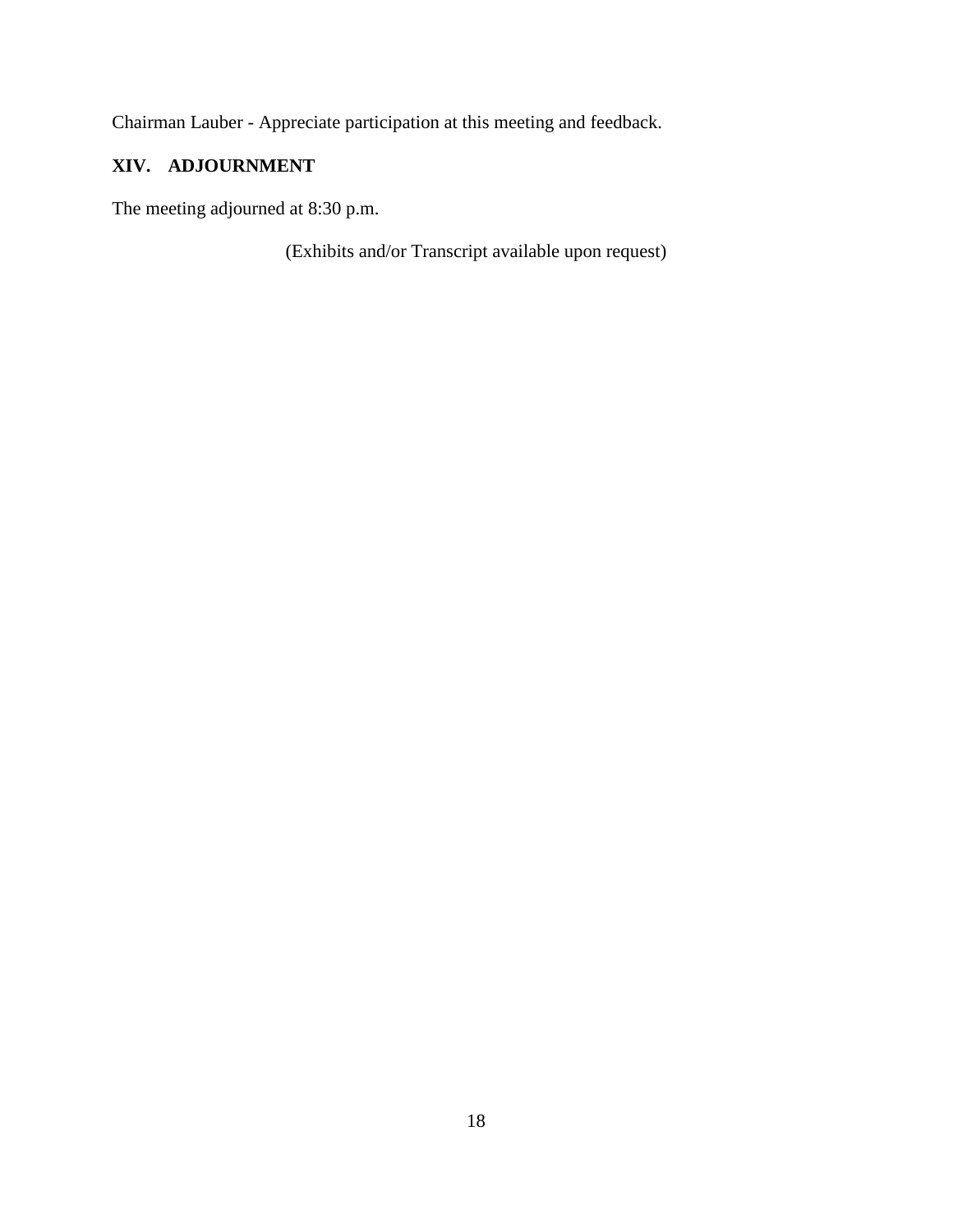Chairman Lauber - Appreciate participation at this meeting and feedback.

## XIV. ADJOURNMENT

The meeting adjourned at 8:30 p.m.

(Exhibits and/or Transcript available upon request)